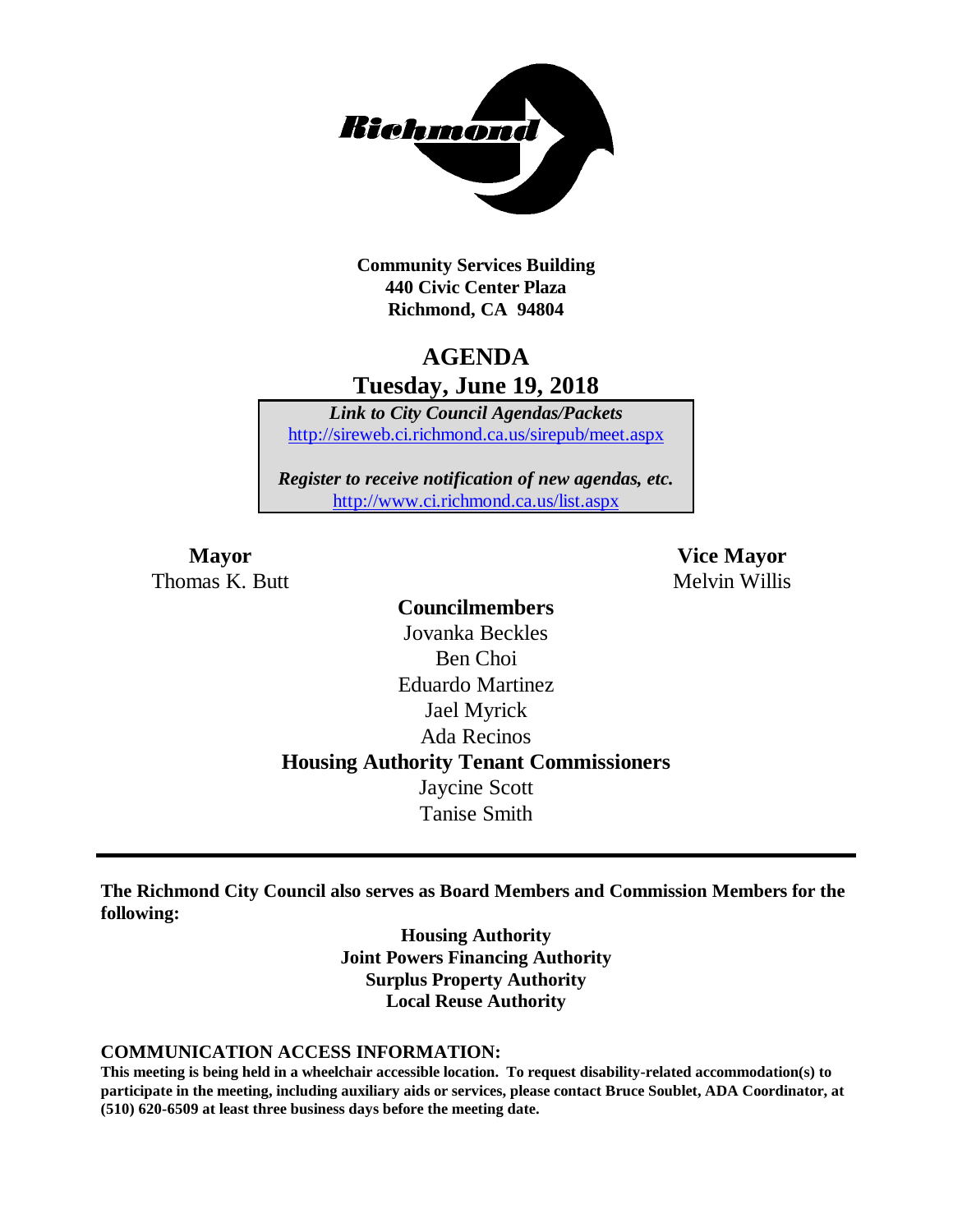**Community Services Building**
**440 Civic Center Plaza**
**Richmond, CA 94804**

# AGENDA
## Tuesday, June 19, 2018

***Link to City Council Agendas/Packets***
http://sireweb.ci.richmond.ca.us/sirepub/meet.aspx

***Register to receive notification of new agendas, etc.***
http://www.ci.richmond.ca.us/list.aspx

**Mayor**
Thomas K. Butt

**Vice Mayor**
Melvin Willis

**Councilmembers**
Jovanka Beckles
Ben Choi
Eduardo Martinez
Jael Myrick
Ada Recinos

**Housing Authority Tenant Commissioners**
Jaycine Scott
Tanise Smith

---

**The Richmond City Council also serves as Board Members and Commission Members for the following:**

**Housing Authority**
**Joint Powers Financing Authority**
**Surplus Property Authority**
**Local Reuse Authority**

**COMMUNICATION ACCESS INFORMATION:**
**This meeting is being held in a wheelchair accessible location. To request disability-related accommodation(s) to participate in the meeting, including auxiliary aids or services, please contact Bruce Soublet, ADA Coordinator, at (510) 620-6509 at least three business days before the meeting date.**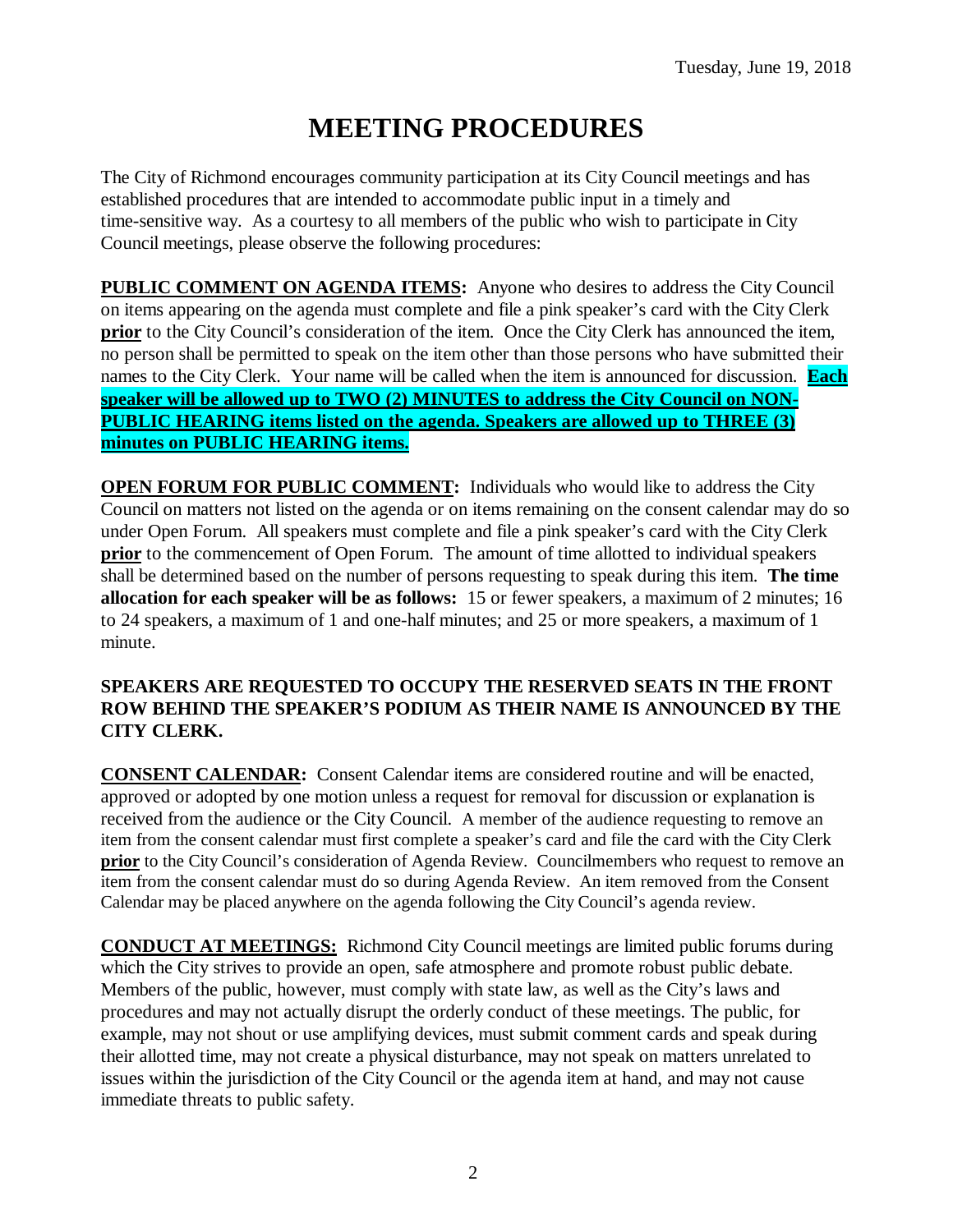Tuesday, June 19, 2018

# MEETING PROCEDURES

The City of Richmond encourages community participation at its City Council meetings and has established procedures that are intended to accommodate public input in a timely and time-sensitive way. As a courtesy to all members of the public who wish to participate in City Council meetings, please observe the following procedures:

**PUBLIC COMMENT ON AGENDA ITEMS:** Anyone who desires to address the City Council on items appearing on the agenda must complete and file a pink speaker's card with the City Clerk **prior** to the City Council's consideration of the item. Once the City Clerk has announced the item, no person shall be permitted to speak on the item other than those persons who have submitted their names to the City Clerk. Your name will be called when the item is announced for discussion. **Each speaker will be allowed up to TWO (2) MINUTES to address the City Council on NON-PUBLIC HEARING items listed on the agenda. Speakers are allowed up to THREE (3) minutes on PUBLIC HEARING items.**

**OPEN FORUM FOR PUBLIC COMMENT:** Individuals who would like to address the City Council on matters not listed on the agenda or on items remaining on the consent calendar may do so under Open Forum. All speakers must complete and file a pink speaker's card with the City Clerk **prior** to the commencement of Open Forum. The amount of time allotted to individual speakers shall be determined based on the number of persons requesting to speak during this item. **The time allocation for each speaker will be as follows:** 15 or fewer speakers, a maximum of 2 minutes; 16 to 24 speakers, a maximum of 1 and one-half minutes; and 25 or more speakers, a maximum of 1 minute.

**SPEAKERS ARE REQUESTED TO OCCUPY THE RESERVED SEATS IN THE FRONT ROW BEHIND THE SPEAKER'S PODIUM AS THEIR NAME IS ANNOUNCED BY THE CITY CLERK.**

**CONSENT CALENDAR:** Consent Calendar items are considered routine and will be enacted, approved or adopted by one motion unless a request for removal for discussion or explanation is received from the audience or the City Council. A member of the audience requesting to remove an item from the consent calendar must first complete a speaker's card and file the card with the City Clerk **prior** to the City Council's consideration of Agenda Review. Councilmembers who request to remove an item from the consent calendar must do so during Agenda Review. An item removed from the Consent Calendar may be placed anywhere on the agenda following the City Council's agenda review.

**CONDUCT AT MEETINGS:** Richmond City Council meetings are limited public forums during which the City strives to provide an open, safe atmosphere and promote robust public debate. Members of the public, however, must comply with state law, as well as the City's laws and procedures and may not actually disrupt the orderly conduct of these meetings. The public, for example, may not shout or use amplifying devices, must submit comment cards and speak during their allotted time, may not create a physical disturbance, may not speak on matters unrelated to issues within the jurisdiction of the City Council or the agenda item at hand, and may not cause immediate threats to public safety.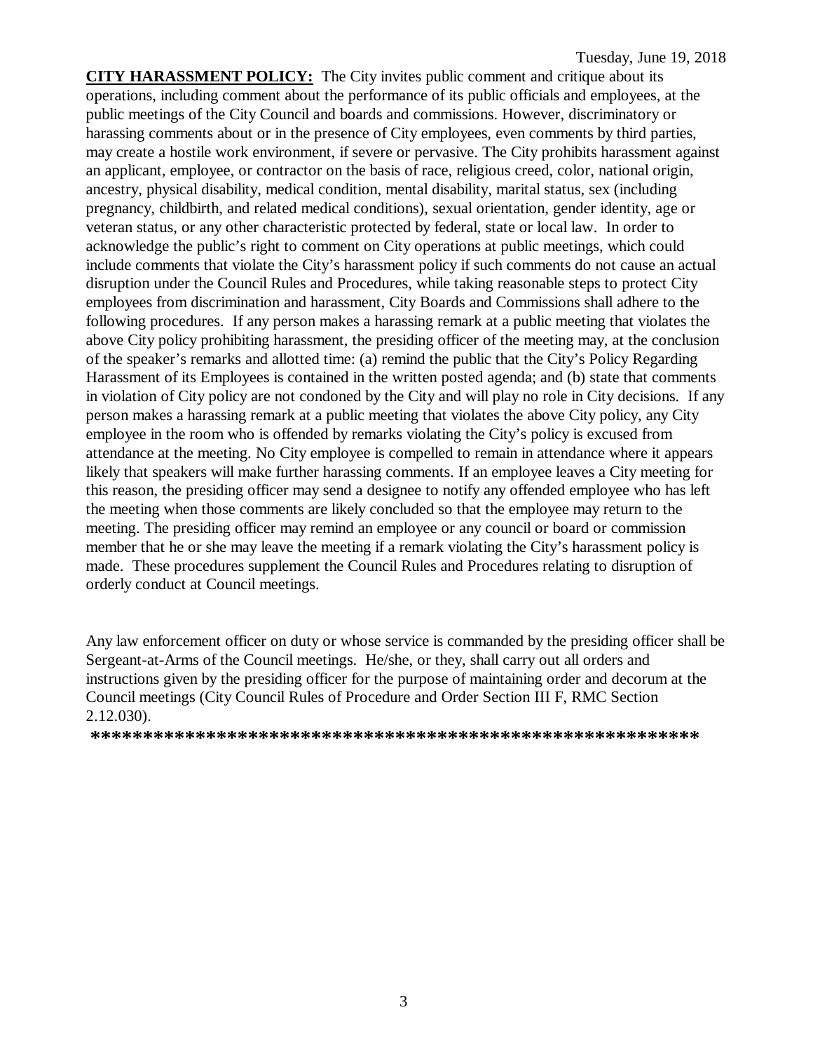**CITY HARASSMENT POLICY:** The City invites public comment and critique about its operations, including comment about the performance of its public officials and employees, at the public meetings of the City Council and boards and commissions. However, discriminatory or harassing comments about or in the presence of City employees, even comments by third parties, may create a hostile work environment, if severe or pervasive. The City prohibits harassment against an applicant, employee, or contractor on the basis of race, religious creed, color, national origin, ancestry, physical disability, medical condition, mental disability, marital status, sex (including pregnancy, childbirth, and related medical conditions), sexual orientation, gender identity, age or veteran status, or any other characteristic protected by federal, state or local law. In order to acknowledge the public's right to comment on City operations at public meetings, which could include comments that violate the City's harassment policy if such comments do not cause an actual disruption under the Council Rules and Procedures, while taking reasonable steps to protect City employees from discrimination and harassment, City Boards and Commissions shall adhere to the following procedures. If any person makes a harassing remark at a public meeting that violates the above City policy prohibiting harassment, the presiding officer of the meeting may, at the conclusion of the speaker's remarks and allotted time: (a) remind the public that the City's Policy Regarding Harassment of its Employees is contained in the written posted agenda; and (b) state that comments in violation of City policy are not condoned by the City and will play no role in City decisions. If any person makes a harassing remark at a public meeting that violates the above City policy, any City employee in the room who is offended by remarks violating the City's policy is excused from attendance at the meeting. No City employee is compelled to remain in attendance where it appears likely that speakers will make further harassing comments. If an employee leaves a City meeting for this reason, the presiding officer may send a designee to notify any offended employee who has left the meeting when those comments are likely concluded so that the employee may return to the meeting. The presiding officer may remind an employee or any council or board or commission member that he or she may leave the meeting if a remark violating the City's harassment policy is made. These procedures supplement the Council Rules and Procedures relating to disruption of orderly conduct at Council meetings.

Any law enforcement officer on duty or whose service is commanded by the presiding officer shall be Sergeant-at-Arms of the Council meetings. He/she, or they, shall carry out all orders and instructions given by the presiding officer for the purpose of maintaining order and decorum at the Council meetings (City Council Rules of Procedure and Order Section III F, RMC Section 2.12.030).

**\*\*\*\*\*\*\*\*\*\*\*\*\*\*\*\*\*\*\*\*\*\*\*\*\*\*\*\*\*\*\*\*\*\*\*\*\*\*\*\*\*\*\*\*\*\*\*\*\*\*\*\*\*\*\*\*\*\*\*\***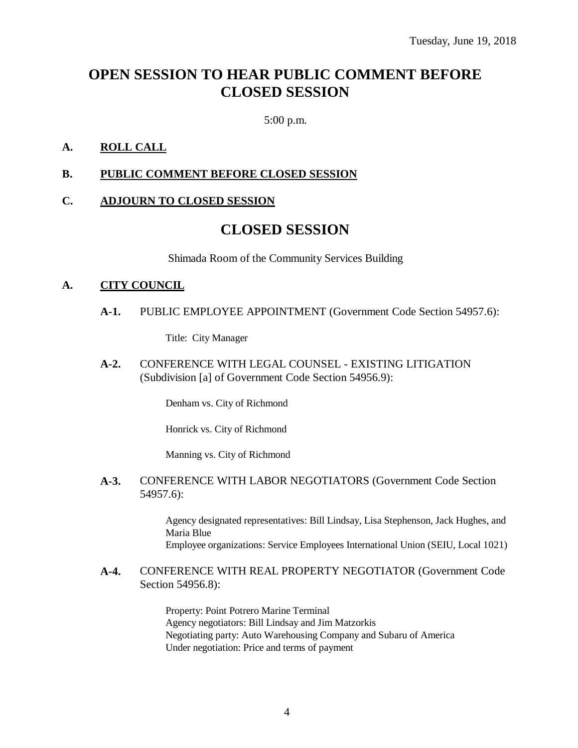Tuesday, June 19, 2018

# OPEN SESSION TO HEAR PUBLIC COMMENT BEFORE CLOSED SESSION

5:00 p.m.

**A. ROLL CALL**

**B. PUBLIC COMMENT BEFORE CLOSED SESSION**

**C. ADJOURN TO CLOSED SESSION**

# CLOSED SESSION

Shimada Room of the Community Services Building

**A. CITY COUNCIL**

**A-1.** PUBLIC EMPLOYEE APPOINTMENT (Government Code Section 54957.6):

Title: City Manager

**A-2.** CONFERENCE WITH LEGAL COUNSEL - EXISTING LITIGATION (Subdivision [a] of Government Code Section 54956.9):

Denham vs. City of Richmond

Honrick vs. City of Richmond

Manning vs. City of Richmond

**A-3.** CONFERENCE WITH LABOR NEGOTIATORS (Government Code Section 54957.6):

Agency designated representatives: Bill Lindsay, Lisa Stephenson, Jack Hughes, and Maria Blue
Employee organizations: Service Employees International Union (SEIU, Local 1021)

**A-4.** CONFERENCE WITH REAL PROPERTY NEGOTIATOR (Government Code Section 54956.8):

Property: Point Potrero Marine Terminal
Agency negotiators: Bill Lindsay and Jim Matzorkis
Negotiating party: Auto Warehousing Company and Subaru of America
Under negotiation: Price and terms of payment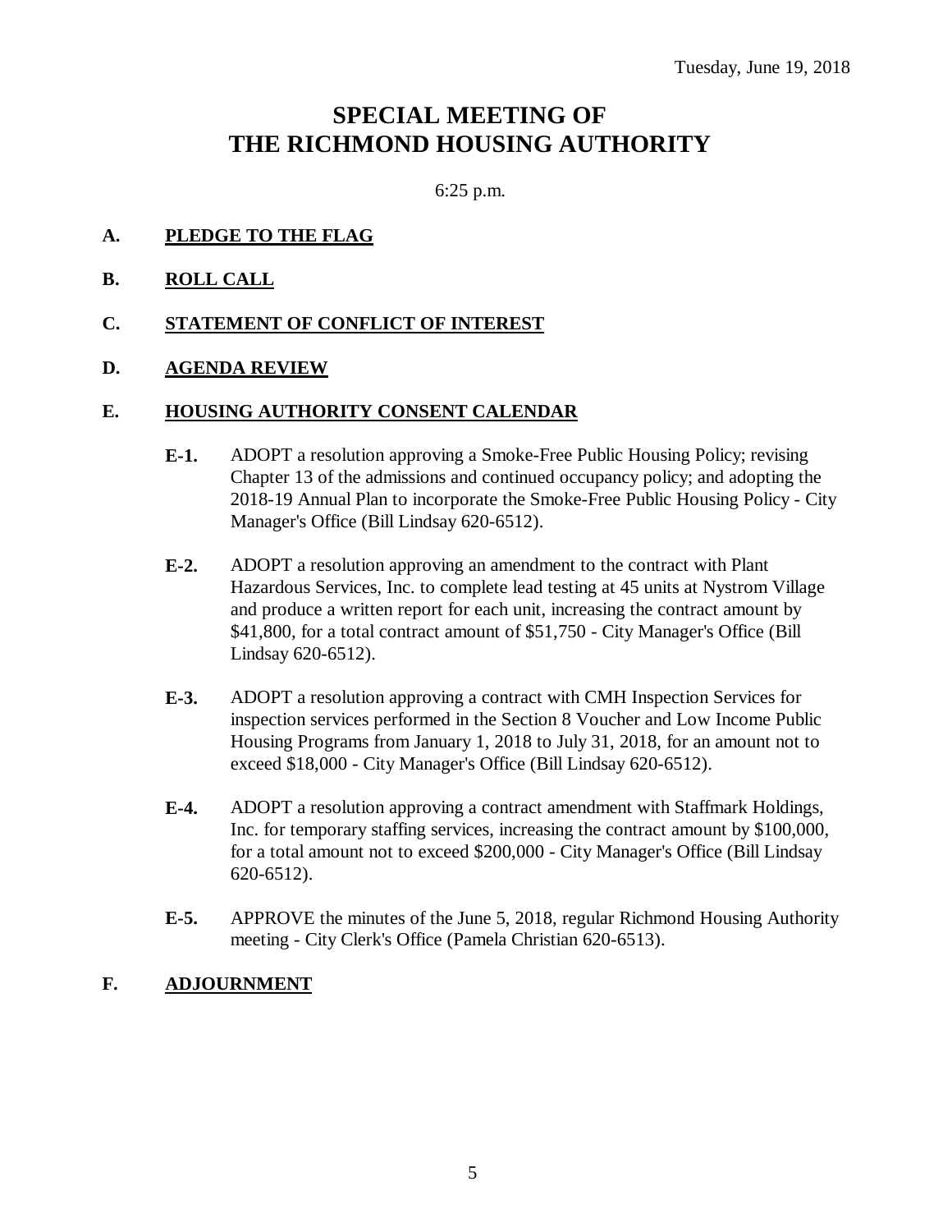Tuesday, June 19, 2018

# SPECIAL MEETING OF THE RICHMOND HOUSING AUTHORITY

6:25 p.m.

## A. PLEDGE TO THE FLAG

## B. ROLL CALL

## C. STATEMENT OF CONFLICT OF INTEREST

## D. AGENDA REVIEW

## E. HOUSING AUTHORITY CONSENT CALENDAR

**E-1.** ADOPT a resolution approving a Smoke-Free Public Housing Policy; revising Chapter 13 of the admissions and continued occupancy policy; and adopting the 2018-19 Annual Plan to incorporate the Smoke-Free Public Housing Policy - City Manager's Office (Bill Lindsay 620-6512).

**E-2.** ADOPT a resolution approving an amendment to the contract with Plant Hazardous Services, Inc. to complete lead testing at 45 units at Nystrom Village and produce a written report for each unit, increasing the contract amount by $41,800, for a total contract amount of $51,750 - City Manager's Office (Bill Lindsay 620-6512).

**E-3.** ADOPT a resolution approving a contract with CMH Inspection Services for inspection services performed in the Section 8 Voucher and Low Income Public Housing Programs from January 1, 2018 to July 31, 2018, for an amount not to exceed $18,000 - City Manager's Office (Bill Lindsay 620-6512).

**E-4.** ADOPT a resolution approving a contract amendment with Staffmark Holdings, Inc. for temporary staffing services, increasing the contract amount by $100,000, for a total amount not to exceed $200,000 - City Manager's Office (Bill Lindsay 620-6512).

**E-5.** APPROVE the minutes of the June 5, 2018, regular Richmond Housing Authority meeting - City Clerk's Office (Pamela Christian 620-6513).

## F. ADJOURNMENT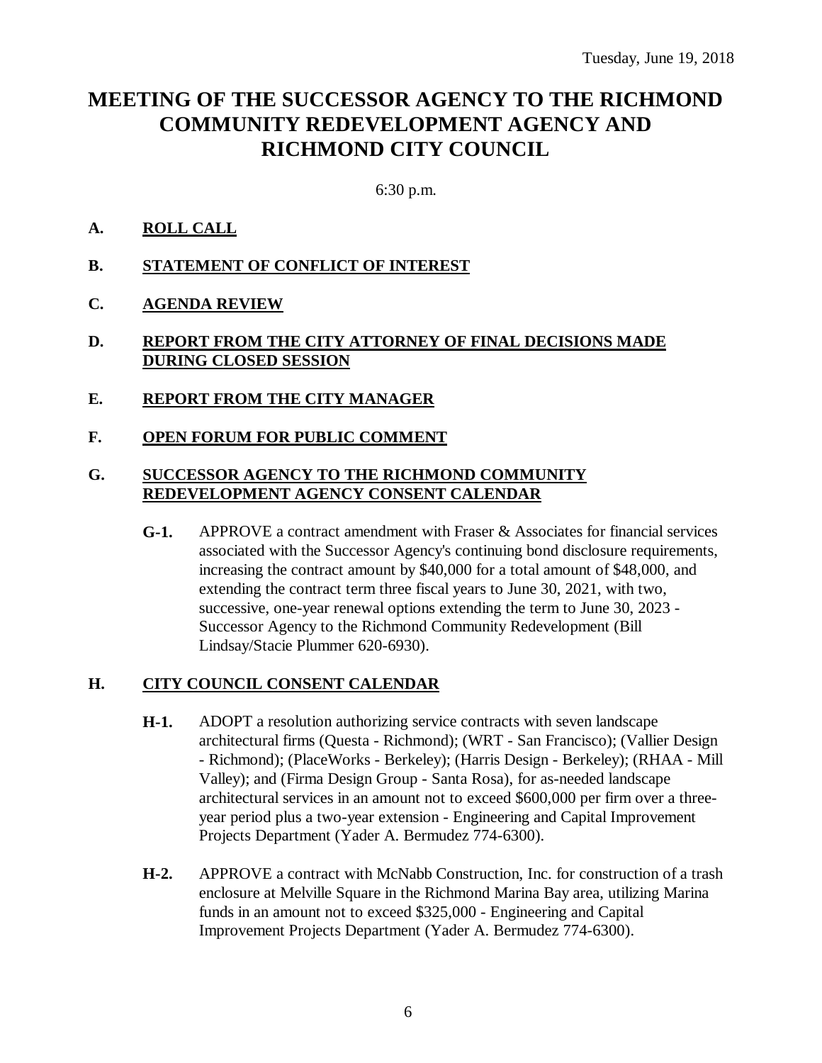Tuesday, June 19, 2018

# MEETING OF THE SUCCESSOR AGENCY TO THE RICHMOND COMMUNITY REDEVELOPMENT AGENCY AND RICHMOND CITY COUNCIL

6:30 p.m.

**A. ROLL CALL**

**B. STATEMENT OF CONFLICT OF INTEREST**

**C. AGENDA REVIEW**

**D. REPORT FROM THE CITY ATTORNEY OF FINAL DECISIONS MADE DURING CLOSED SESSION**

**E. REPORT FROM THE CITY MANAGER**

**F. OPEN FORUM FOR PUBLIC COMMENT**

**G. SUCCESSOR AGENCY TO THE RICHMOND COMMUNITY REDEVELOPMENT AGENCY CONSENT CALENDAR**

**G-1.** APPROVE a contract amendment with Fraser & Associates for financial services associated with the Successor Agency's continuing bond disclosure requirements, increasing the contract amount by $40,000 for a total amount of $48,000, and extending the contract term three fiscal years to June 30, 2021, with two, successive, one-year renewal options extending the term to June 30, 2023 - Successor Agency to the Richmond Community Redevelopment (Bill Lindsay/Stacie Plummer 620-6930).

**H. CITY COUNCIL CONSENT CALENDAR**

**H-1.** ADOPT a resolution authorizing service contracts with seven landscape architectural firms (Questa - Richmond); (WRT - San Francisco); (Vallier Design - Richmond); (PlaceWorks - Berkeley); (Harris Design - Berkeley); (RHAA - Mill Valley); and (Firma Design Group - Santa Rosa), for as-needed landscape architectural services in an amount not to exceed $600,000 per firm over a three-year period plus a two-year extension - Engineering and Capital Improvement Projects Department (Yader A. Bermudez 774-6300).

**H-2.** APPROVE a contract with McNabb Construction, Inc. for construction of a trash enclosure at Melville Square in the Richmond Marina Bay area, utilizing Marina funds in an amount not to exceed $325,000 - Engineering and Capital Improvement Projects Department (Yader A. Bermudez 774-6300).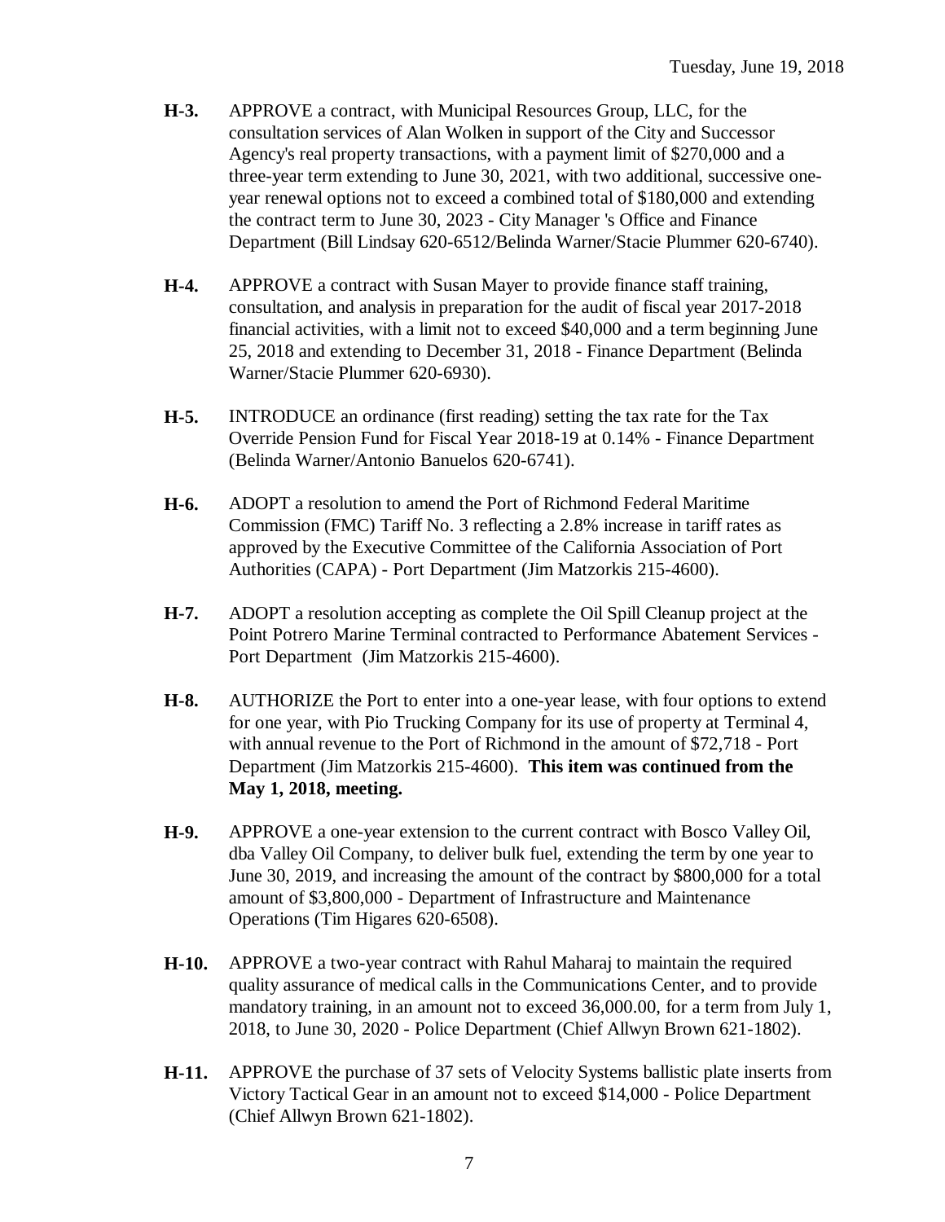**H-3.** APPROVE a contract, with Municipal Resources Group, LLC, for the consultation services of Alan Wolken in support of the City and Successor Agency's real property transactions, with a payment limit of $270,000 and a three-year term extending to June 30, 2021, with two additional, successive one-year renewal options not to exceed a combined total of $180,000 and extending the contract term to June 30, 2023 - City Manager 's Office and Finance Department (Bill Lindsay 620-6512/Belinda Warner/Stacie Plummer 620-6740).

**H-4.** APPROVE a contract with Susan Mayer to provide finance staff training, consultation, and analysis in preparation for the audit of fiscal year 2017-2018 financial activities, with a limit not to exceed $40,000 and a term beginning June 25, 2018 and extending to December 31, 2018 - Finance Department (Belinda Warner/Stacie Plummer 620-6930).

**H-5.** INTRODUCE an ordinance (first reading) setting the tax rate for the Tax Override Pension Fund for Fiscal Year 2018-19 at 0.14% - Finance Department (Belinda Warner/Antonio Banuelos 620-6741).

**H-6.** ADOPT a resolution to amend the Port of Richmond Federal Maritime Commission (FMC) Tariff No. 3 reflecting a 2.8% increase in tariff rates as approved by the Executive Committee of the California Association of Port Authorities (CAPA) - Port Department (Jim Matzorkis 215-4600).

**H-7.** ADOPT a resolution accepting as complete the Oil Spill Cleanup project at the Point Potrero Marine Terminal contracted to Performance Abatement Services - Port Department (Jim Matzorkis 215-4600).

**H-8.** AUTHORIZE the Port to enter into a one-year lease, with four options to extend for one year, with Pio Trucking Company for its use of property at Terminal 4, with annual revenue to the Port of Richmond in the amount of $72,718 - Port Department (Jim Matzorkis 215-4600). **This item was continued from the May 1, 2018, meeting.**

**H-9.** APPROVE a one-year extension to the current contract with Bosco Valley Oil, dba Valley Oil Company, to deliver bulk fuel, extending the term by one year to June 30, 2019, and increasing the amount of the contract by $800,000 for a total amount of $3,800,000 - Department of Infrastructure and Maintenance Operations (Tim Higares 620-6508).

**H-10.** APPROVE a two-year contract with Rahul Maharaj to maintain the required quality assurance of medical calls in the Communications Center, and to provide mandatory training, in an amount not to exceed 36,000.00, for a term from July 1, 2018, to June 30, 2020 - Police Department (Chief Allwyn Brown 621-1802).

**H-11.** APPROVE the purchase of 37 sets of Velocity Systems ballistic plate inserts from Victory Tactical Gear in an amount not to exceed $14,000 - Police Department (Chief Allwyn Brown 621-1802).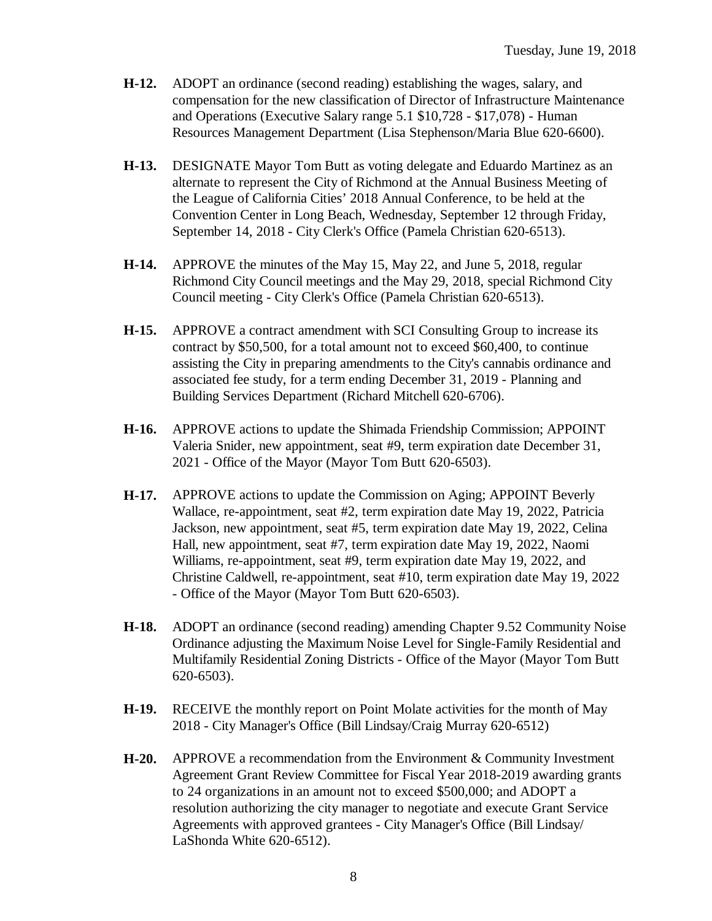**H-12.** ADOPT an ordinance (second reading) establishing the wages, salary, and compensation for the new classification of Director of Infrastructure Maintenance and Operations (Executive Salary range 5.1 $10,728 - $17,078) - Human Resources Management Department (Lisa Stephenson/Maria Blue 620-6600).

**H-13.** DESIGNATE Mayor Tom Butt as voting delegate and Eduardo Martinez as an alternate to represent the City of Richmond at the Annual Business Meeting of the League of California Cities' 2018 Annual Conference, to be held at the Convention Center in Long Beach, Wednesday, September 12 through Friday, September 14, 2018 - City Clerk's Office (Pamela Christian 620-6513).

**H-14.** APPROVE the minutes of the May 15, May 22, and June 5, 2018, regular Richmond City Council meetings and the May 29, 2018, special Richmond City Council meeting - City Clerk's Office (Pamela Christian 620-6513).

**H-15.** APPROVE a contract amendment with SCI Consulting Group to increase its contract by $50,500, for a total amount not to exceed $60,400, to continue assisting the City in preparing amendments to the City's cannabis ordinance and associated fee study, for a term ending December 31, 2019 - Planning and Building Services Department (Richard Mitchell 620-6706).

**H-16.** APPROVE actions to update the Shimada Friendship Commission; APPOINT Valeria Snider, new appointment, seat #9, term expiration date December 31, 2021 - Office of the Mayor (Mayor Tom Butt 620-6503).

**H-17.** APPROVE actions to update the Commission on Aging; APPOINT Beverly Wallace, re-appointment, seat #2, term expiration date May 19, 2022, Patricia Jackson, new appointment, seat #5, term expiration date May 19, 2022, Celina Hall, new appointment, seat #7, term expiration date May 19, 2022, Naomi Williams, re-appointment, seat #9, term expiration date May 19, 2022, and Christine Caldwell, re-appointment, seat #10, term expiration date May 19, 2022 - Office of the Mayor (Mayor Tom Butt 620-6503).

**H-18.** ADOPT an ordinance (second reading) amending Chapter 9.52 Community Noise Ordinance adjusting the Maximum Noise Level for Single-Family Residential and Multifamily Residential Zoning Districts - Office of the Mayor (Mayor Tom Butt 620-6503).

**H-19.** RECEIVE the monthly report on Point Molate activities for the month of May 2018 - City Manager's Office (Bill Lindsay/Craig Murray 620-6512)

**H-20.** APPROVE a recommendation from the Environment & Community Investment Agreement Grant Review Committee for Fiscal Year 2018-2019 awarding grants to 24 organizations in an amount not to exceed $500,000; and ADOPT a resolution authorizing the city manager to negotiate and execute Grant Service Agreements with approved grantees - City Manager's Office (Bill Lindsay/ LaShonda White 620-6512).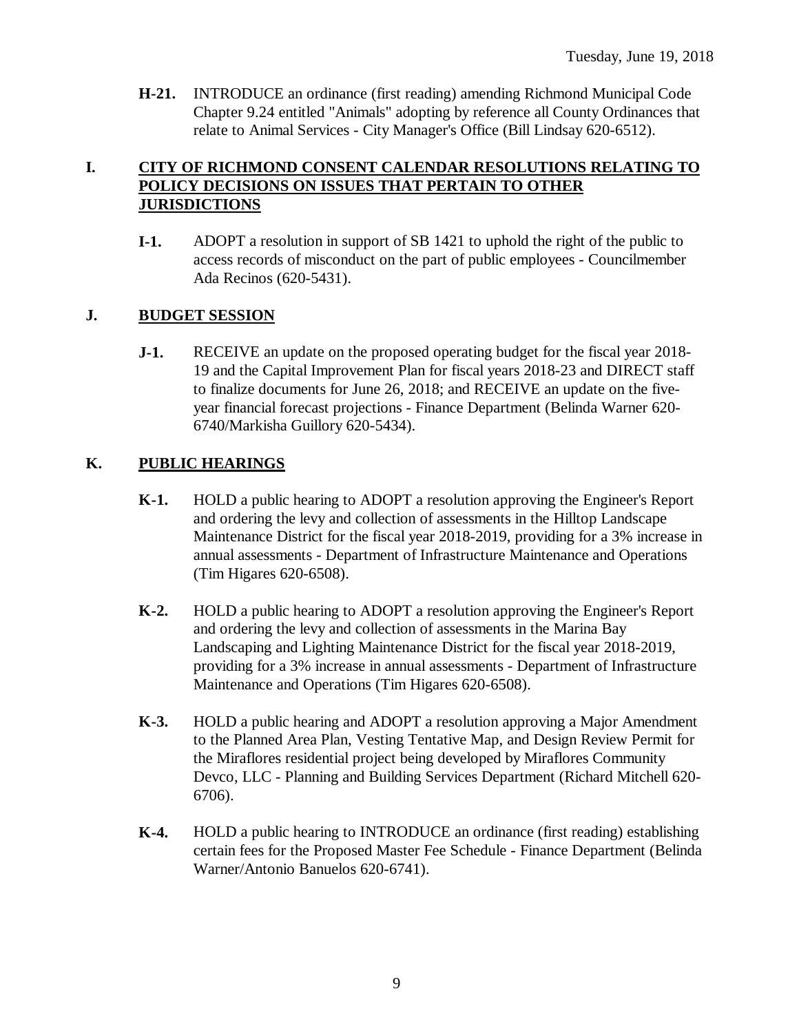**H-21.** INTRODUCE an ordinance (first reading) amending Richmond Municipal Code Chapter 9.24 entitled "Animals" adopting by reference all County Ordinances that relate to Animal Services - City Manager's Office (Bill Lindsay 620-6512).

## I. CITY OF RICHMOND CONSENT CALENDAR RESOLUTIONS RELATING TO POLICY DECISIONS ON ISSUES THAT PERTAIN TO OTHER JURISDICTIONS

**I-1.** ADOPT a resolution in support of SB 1421 to uphold the right of the public to access records of misconduct on the part of public employees - Councilmember Ada Recinos (620-5431).

## J. BUDGET SESSION

**J-1.** RECEIVE an update on the proposed operating budget for the fiscal year 2018-19 and the Capital Improvement Plan for fiscal years 2018-23 and DIRECT staff to finalize documents for June 26, 2018; and RECEIVE an update on the five-year financial forecast projections - Finance Department (Belinda Warner 620-6740/Markisha Guillory 620-5434).

## K. PUBLIC HEARINGS

**K-1.** HOLD a public hearing to ADOPT a resolution approving the Engineer's Report and ordering the levy and collection of assessments in the Hilltop Landscape Maintenance District for the fiscal year 2018-2019, providing for a 3% increase in annual assessments - Department of Infrastructure Maintenance and Operations (Tim Higares 620-6508).

**K-2.** HOLD a public hearing to ADOPT a resolution approving the Engineer's Report and ordering the levy and collection of assessments in the Marina Bay Landscaping and Lighting Maintenance District for the fiscal year 2018-2019, providing for a 3% increase in annual assessments - Department of Infrastructure Maintenance and Operations (Tim Higares 620-6508).

**K-3.** HOLD a public hearing and ADOPT a resolution approving a Major Amendment to the Planned Area Plan, Vesting Tentative Map, and Design Review Permit for the Miraflores residential project being developed by Miraflores Community Devco, LLC - Planning and Building Services Department (Richard Mitchell 620-6706).

**K-4.** HOLD a public hearing to INTRODUCE an ordinance (first reading) establishing certain fees for the Proposed Master Fee Schedule - Finance Department (Belinda Warner/Antonio Banuelos 620-6741).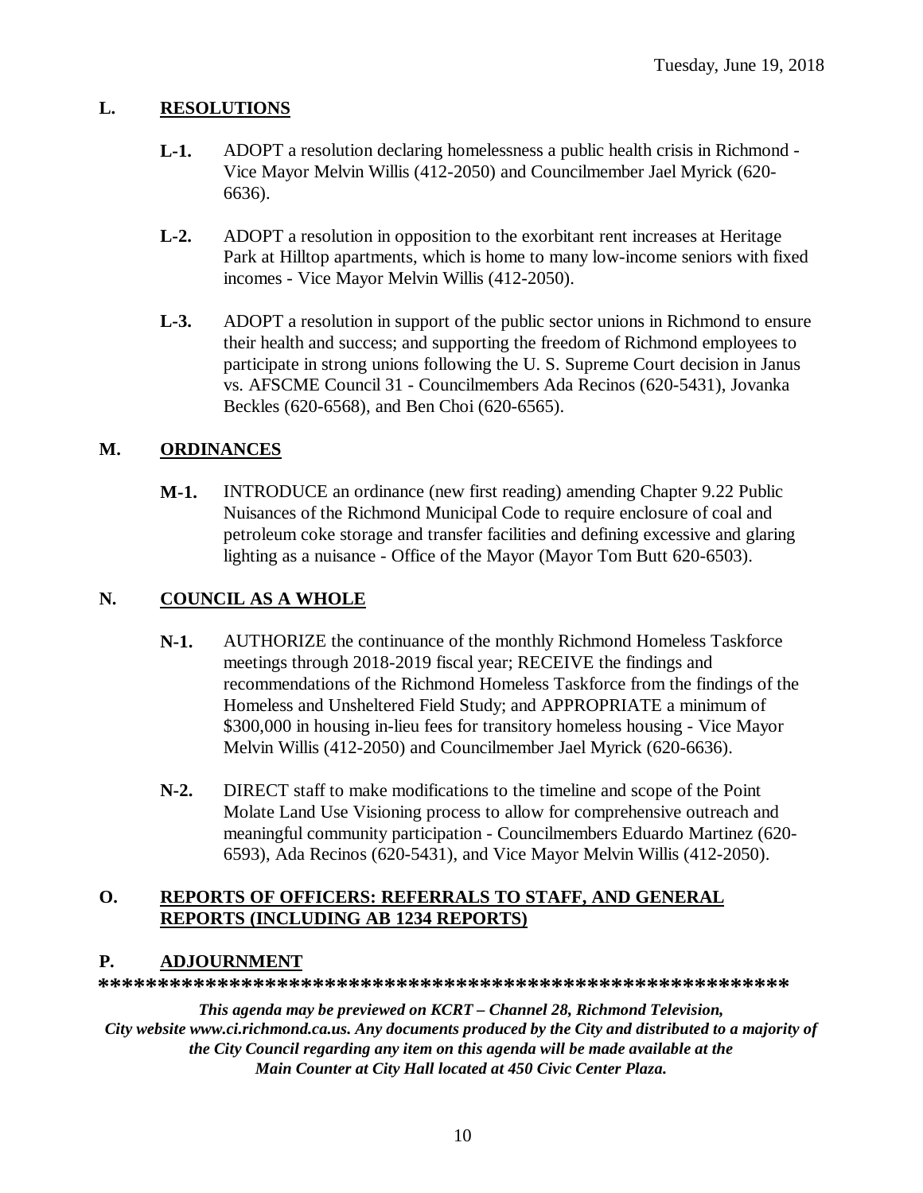## L. RESOLUTIONS

**L-1.** ADOPT a resolution declaring homelessness a public health crisis in Richmond - Vice Mayor Melvin Willis (412-2050) and Councilmember Jael Myrick (620-6636).

**L-2.** ADOPT a resolution in opposition to the exorbitant rent increases at Heritage Park at Hilltop apartments, which is home to many low-income seniors with fixed incomes - Vice Mayor Melvin Willis (412-2050).

**L-3.** ADOPT a resolution in support of the public sector unions in Richmond to ensure their health and success; and supporting the freedom of Richmond employees to participate in strong unions following the U. S. Supreme Court decision in Janus vs. AFSCME Council 31 - Councilmembers Ada Recinos (620-5431), Jovanka Beckles (620-6568), and Ben Choi (620-6565).

## M. ORDINANCES

**M-1.** INTRODUCE an ordinance (new first reading) amending Chapter 9.22 Public Nuisances of the Richmond Municipal Code to require enclosure of coal and petroleum coke storage and transfer facilities and defining excessive and glaring lighting as a nuisance - Office of the Mayor (Mayor Tom Butt 620-6503).

## N. COUNCIL AS A WHOLE

**N-1.** AUTHORIZE the continuance of the monthly Richmond Homeless Taskforce meetings through 2018-2019 fiscal year; RECEIVE the findings and recommendations of the Richmond Homeless Taskforce from the findings of the Homeless and Unsheltered Field Study; and APPROPRIATE a minimum of $300,000 in housing in-lieu fees for transitory homeless housing - Vice Mayor Melvin Willis (412-2050) and Councilmember Jael Myrick (620-6636).

**N-2.** DIRECT staff to make modifications to the timeline and scope of the Point Molate Land Use Visioning process to allow for comprehensive outreach and meaningful community participation - Councilmembers Eduardo Martinez (620-6593), Ada Recinos (620-5431), and Vice Mayor Melvin Willis (412-2050).

## O. REPORTS OF OFFICERS: REFERRALS TO STAFF, AND GENERAL REPORTS (INCLUDING AB 1234 REPORTS)

## P. ADJOURNMENT

**********************************************************

***This agenda may be previewed on KCRT – Channel 28, Richmond Television, City website www.ci.richmond.ca.us. Any documents produced by the City and distributed to a majority of the City Council regarding any item on this agenda will be made available at the Main Counter at City Hall located at 450 Civic Center Plaza.***